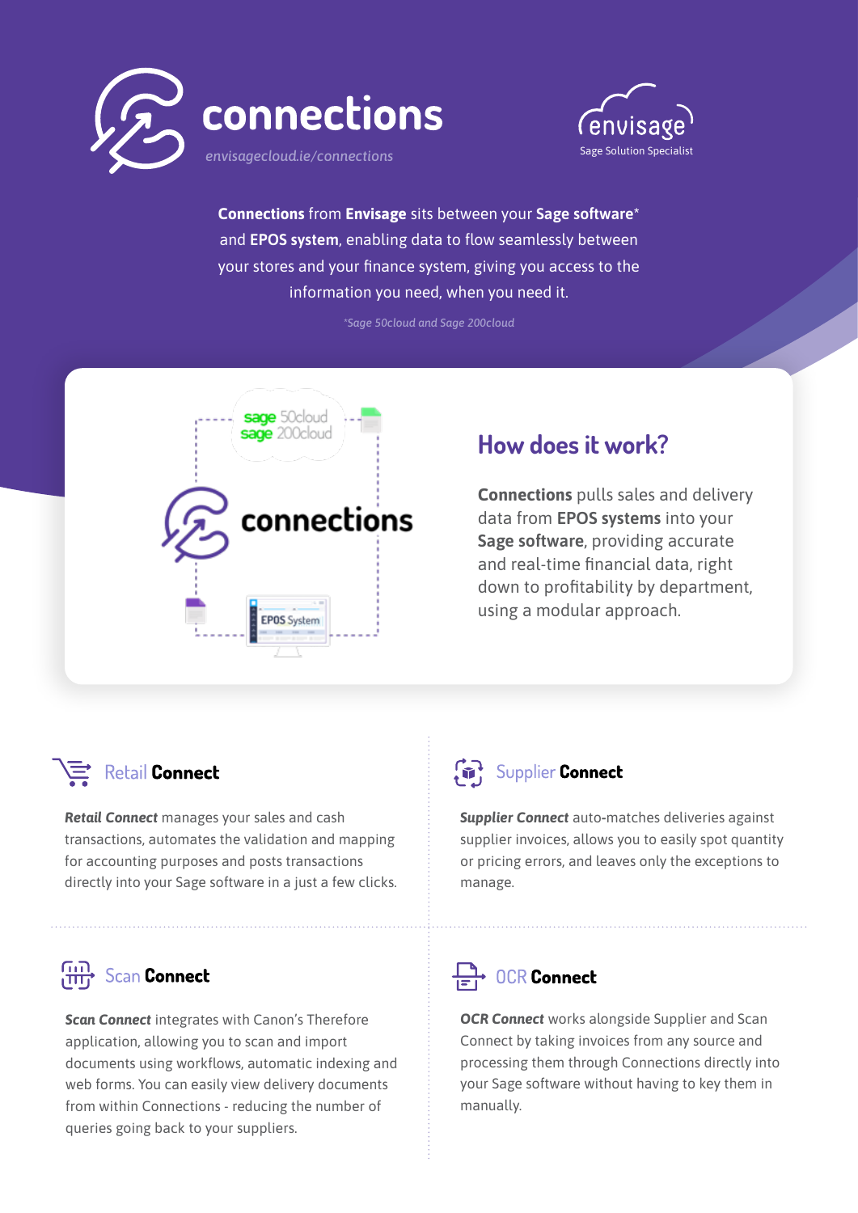# connections

envisagecloud.ie/connections

envisage
Sage Solution Specialist

**Connections** from **Envisage** sits between your **Sage software*** and **EPOS system**, enabling data to flow seamlessly between your stores and your finance system, giving you access to the information you need, when you need it.

*Sage 50cloud and Sage 200cloud

## How does it work?

**Connections** pulls sales and delivery data from **EPOS systems** into your **Sage software**, providing accurate and real-time financial data, right down to profitability by department, using a modular approach.

### Retail **Connect**

***Retail Connect*** manages your sales and cash transactions, automates the validation and mapping for accounting purposes and posts transactions directly into your Sage software in a just a few clicks.

### Supplier **Connect**

***Supplier Connect*** auto-matches deliveries against supplier invoices, allows you to easily spot quantity or pricing errors, and leaves only the exceptions to manage.

### Scan **Connect**

***Scan Connect*** integrates with Canon's Therefore application, allowing you to scan and import documents using workflows, automatic indexing and web forms. You can easily view delivery documents from within Connections - reducing the number of queries going back to your suppliers.

### OCR **Connect**

***OCR Connect*** works alongside Supplier and Scan Connect by taking invoices from any source and processing them through Connections directly into your Sage software without having to key them in manually.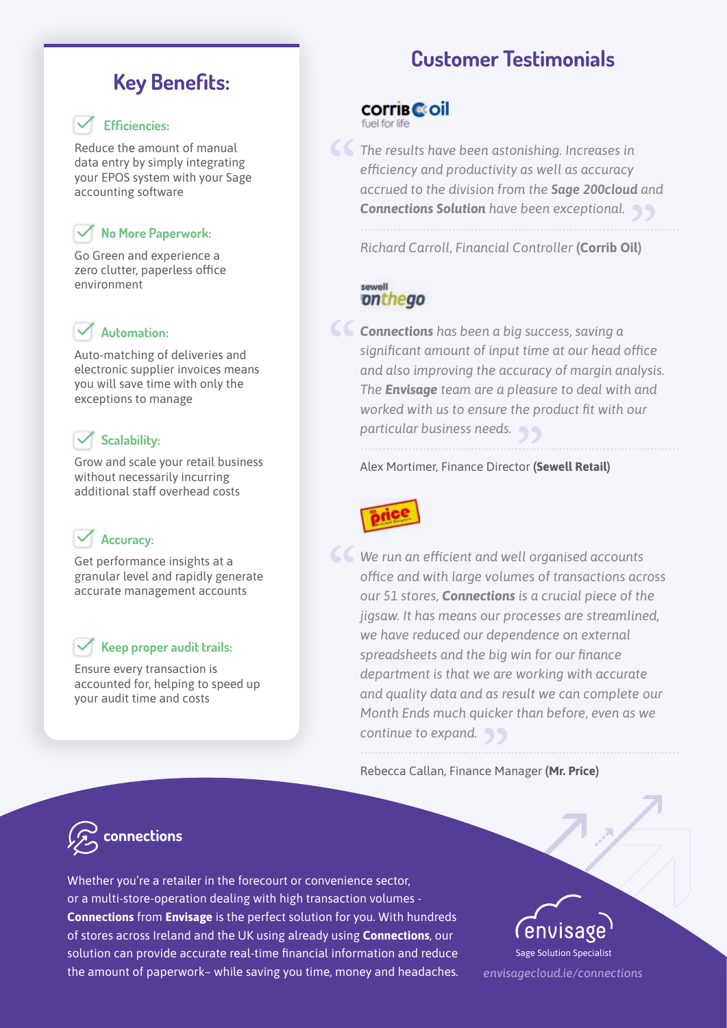## Key Benefits:

**Efficiencies:**

Reduce the amount of manual data entry by simply integrating your EPOS system with your Sage accounting software

**No More Paperwork:**

Go Green and experience a zero clutter, paperless office environment

**Automation:**

Auto-matching of deliveries and electronic supplier invoices means you will save time with only the exceptions to manage

**Scalability:**

Grow and scale your retail business without necessarily incurring additional staff overhead costs

**Accuracy:**

Get performance insights at a granular level and rapidly generate accurate management accounts

**Keep proper audit trails:**

Ensure every transaction is accounted for, helping to speed up your audit time and costs

## Customer Testimonials

corrib oil
fuel for life

*"The results have been astonishing. Increases in efficiency and productivity as well as accuracy accrued to the division from the **Sage 200cloud** and **Connections Solution** have been exceptional."*

*Richard Carroll, Financial Controller* **(Corrib Oil)**

sewell onthego

*"**Connections** has been a big success, saving a significant amount of input time at our head office and also improving the accuracy of margin analysis. The **Envisage** team are a pleasure to deal with and worked with us to ensure the product fit with our particular business needs."*

Alex Mortimer, Finance Director **(Sewell Retail)**

Mr. Price

*"We run an efficient and well organised accounts office and with large volumes of transactions across our 51 stores, **Connections** is a crucial piece of the jigsaw. It has means our processes are streamlined, we have reduced our dependence on external spreadsheets and the big win for our finance department is that we are working with accurate and quality data and as result we can complete our Month Ends much quicker than before, even as we continue to expand."*

Rebecca Callan, Finance Manager **(Mr. Price)**

**connections**

Whether you're a retailer in the forecourt or convenience sector, or a multi-store-operation dealing with high transaction volumes - **Connections** from **Envisage** is the perfect solution for you. With hundreds of stores across Ireland and the UK using already using **Connections**, our solution can provide accurate real-time financial information and reduce the amount of paperwork– while saving you time, money and headaches.

envisage
Sage Solution Specialist

*envisagecloud.ie/connections*